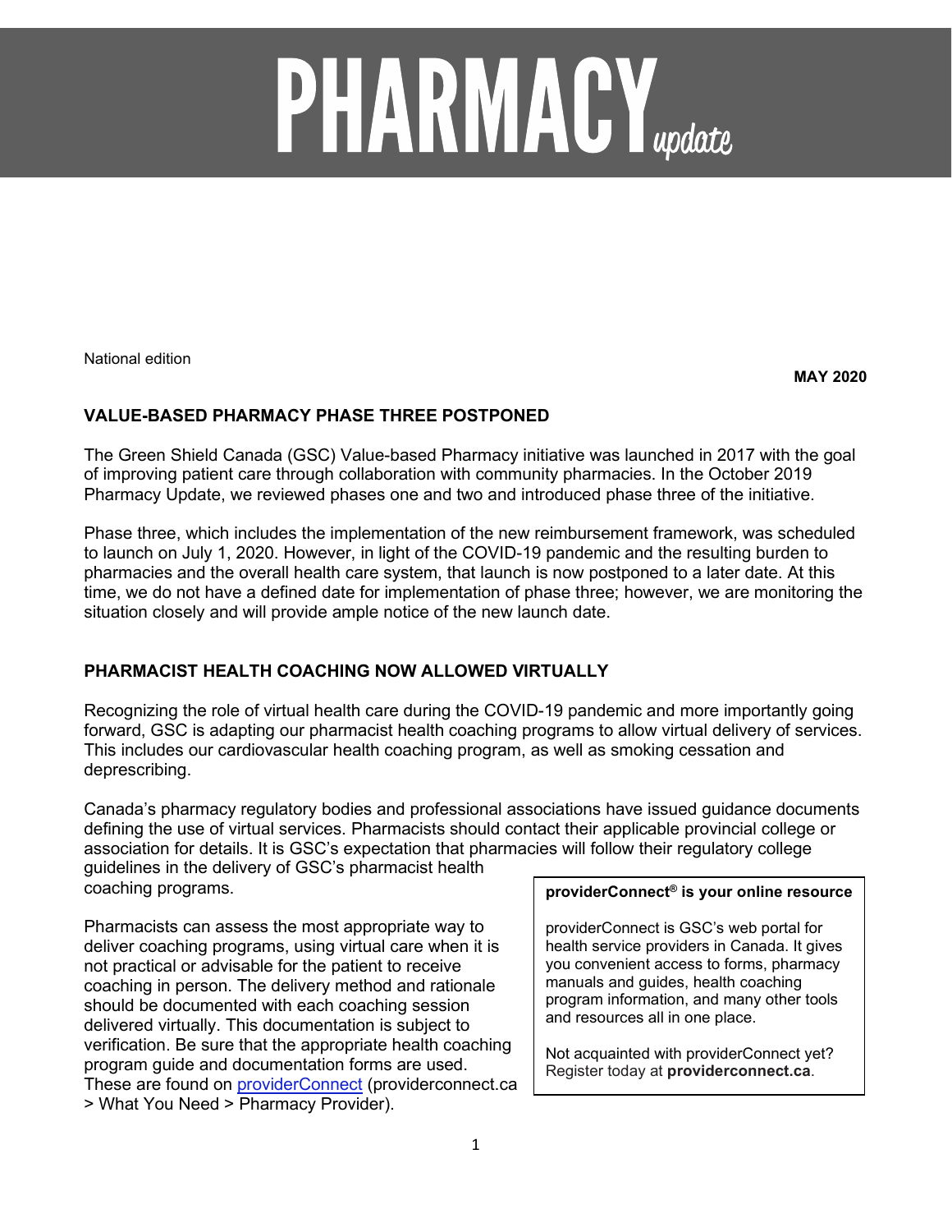# PHARMACY *update*

National edition

**MAY 2020**

## VALUE-BASED PHARMACY PHASE THREE POSTPONED

The Green Shield Canada (GSC) Value-based Pharmacy initiative was launched in 2017 with the goal of improving patient care through collaboration with community pharmacies. In the October 2019 Pharmacy Update, we reviewed phases one and two and introduced phase three of the initiative.

Phase three, which includes the implementation of the new reimbursement framework, was scheduled to launch on July 1, 2020. However, in light of the COVID-19 pandemic and the resulting burden to pharmacies and the overall health care system, that launch is now postponed to a later date. At this time, we do not have a defined date for implementation of phase three; however, we are monitoring the situation closely and will provide ample notice of the new launch date.

## PHARMACIST HEALTH COACHING NOW ALLOWED VIRTUALLY

Recognizing the role of virtual health care during the COVID-19 pandemic and more importantly going forward, GSC is adapting our pharmacist health coaching programs to allow virtual delivery of services. This includes our cardiovascular health coaching program, as well as smoking cessation and deprescribing.

Canada's pharmacy regulatory bodies and professional associations have issued guidance documents defining the use of virtual services. Pharmacists should contact their applicable provincial college or association for details. It is GSC's expectation that pharmacies will follow their regulatory college guidelines in the delivery of GSC's pharmacist health coaching programs.

Pharmacists can assess the most appropriate way to deliver coaching programs, using virtual care when it is not practical or advisable for the patient to receive coaching in person. The delivery method and rationale should be documented with each coaching session delivered virtually. This documentation is subject to verification. Be sure that the appropriate health coaching program guide and documentation forms are used. These are found on providerConnect (providerconnect.ca > What You Need > Pharmacy Provider).

**providerConnect® is your online resource**

providerConnect is GSC's web portal for health service providers in Canada. It gives you convenient access to forms, pharmacy manuals and guides, health coaching program information, and many other tools and resources all in one place.

Not acquainted with providerConnect yet? Register today at **providerconnect.ca**.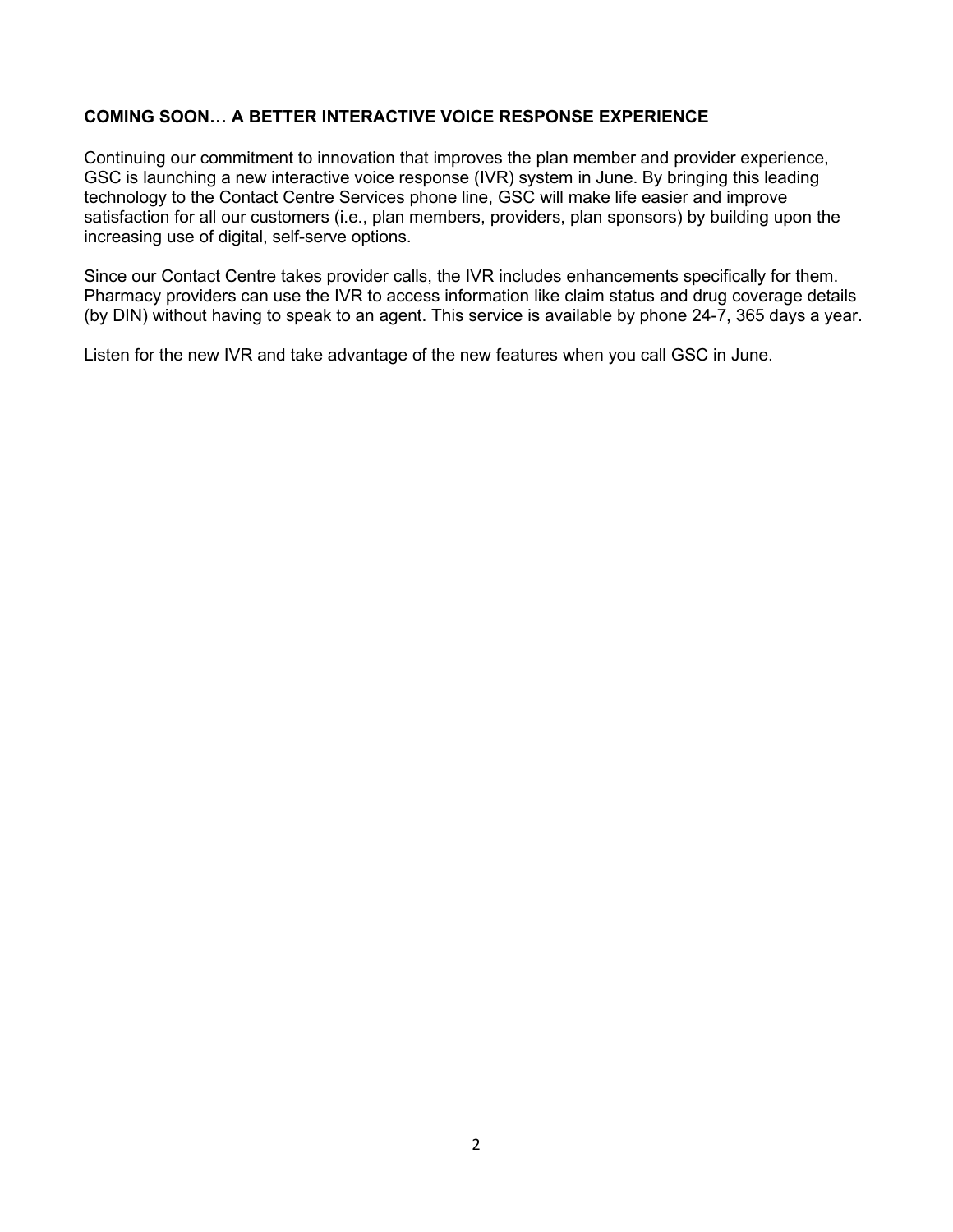**COMING SOON… A BETTER INTERACTIVE VOICE RESPONSE EXPERIENCE**

Continuing our commitment to innovation that improves the plan member and provider experience, GSC is launching a new interactive voice response (IVR) system in June. By bringing this leading technology to the Contact Centre Services phone line, GSC will make life easier and improve satisfaction for all our customers (i.e., plan members, providers, plan sponsors) by building upon the increasing use of digital, self-serve options.

Since our Contact Centre takes provider calls, the IVR includes enhancements specifically for them. Pharmacy providers can use the IVR to access information like claim status and drug coverage details (by DIN) without having to speak to an agent. This service is available by phone 24-7, 365 days a year.

Listen for the new IVR and take advantage of the new features when you call GSC in June.